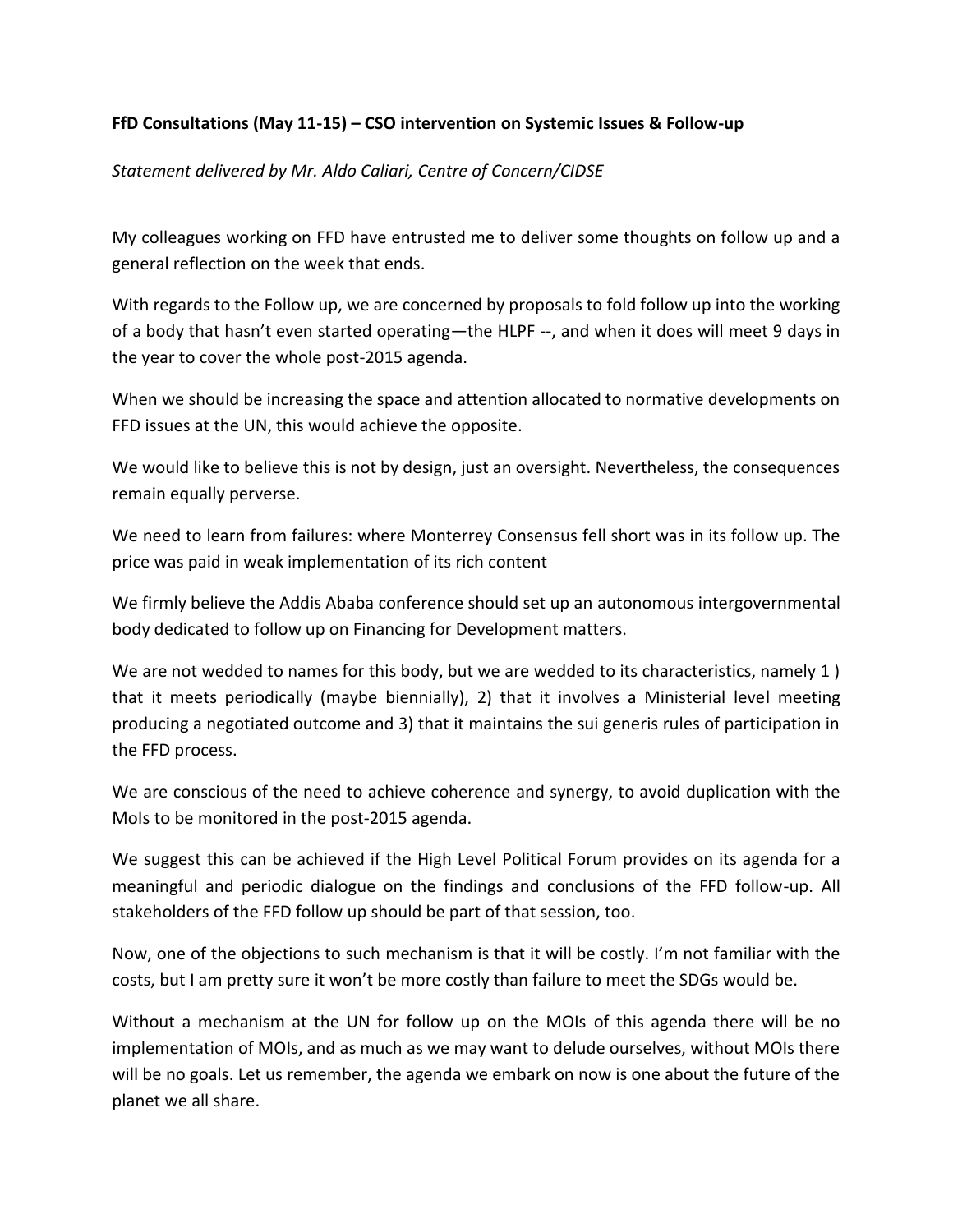**FfD Consultations (May 11-15) – CSO intervention on Systemic Issues & Follow-up**

*Statement delivered by Mr. Aldo Caliari, Centre of Concern/CIDSE*

My colleagues working on FFD have entrusted me to deliver some thoughts on follow up and a general reflection on the week that ends.

With regards to the Follow up, we are concerned by proposals to fold follow up into the working of a body that hasn't even started operating—the HLPF --, and when it does will meet 9 days in the year to cover the whole post-2015 agenda.

When we should be increasing the space and attention allocated to normative developments on FFD issues at the UN, this would achieve the opposite.

We would like to believe this is not by design, just an oversight. Nevertheless, the consequences remain equally perverse.

We need to learn from failures: where Monterrey Consensus fell short was in its follow up. The price was paid in weak implementation of its rich content

We firmly believe the Addis Ababa conference should set up an autonomous intergovernmental body dedicated to follow up on Financing for Development matters.

We are not wedded to names for this body, but we are wedded to its characteristics, namely 1 ) that it meets periodically (maybe biennially), 2) that it involves a Ministerial level meeting producing a negotiated outcome and 3) that it maintains the sui generis rules of participation in the FFD process.

We are conscious of the need to achieve coherence and synergy, to avoid duplication with the MoIs to be monitored in the post-2015 agenda.

We suggest this can be achieved if the High Level Political Forum provides on its agenda for a meaningful and periodic dialogue on the findings and conclusions of the FFD follow-up. All stakeholders of the FFD follow up should be part of that session, too.

Now, one of the objections to such mechanism is that it will be costly. I'm not familiar with the costs, but I am pretty sure it won't be more costly than failure to meet the SDGs would be.

Without a mechanism at the UN for follow up on the MOIs of this agenda there will be no implementation of MOIs, and as much as we may want to delude ourselves, without MOIs there will be no goals. Let us remember, the agenda we embark on now is one about the future of the planet we all share.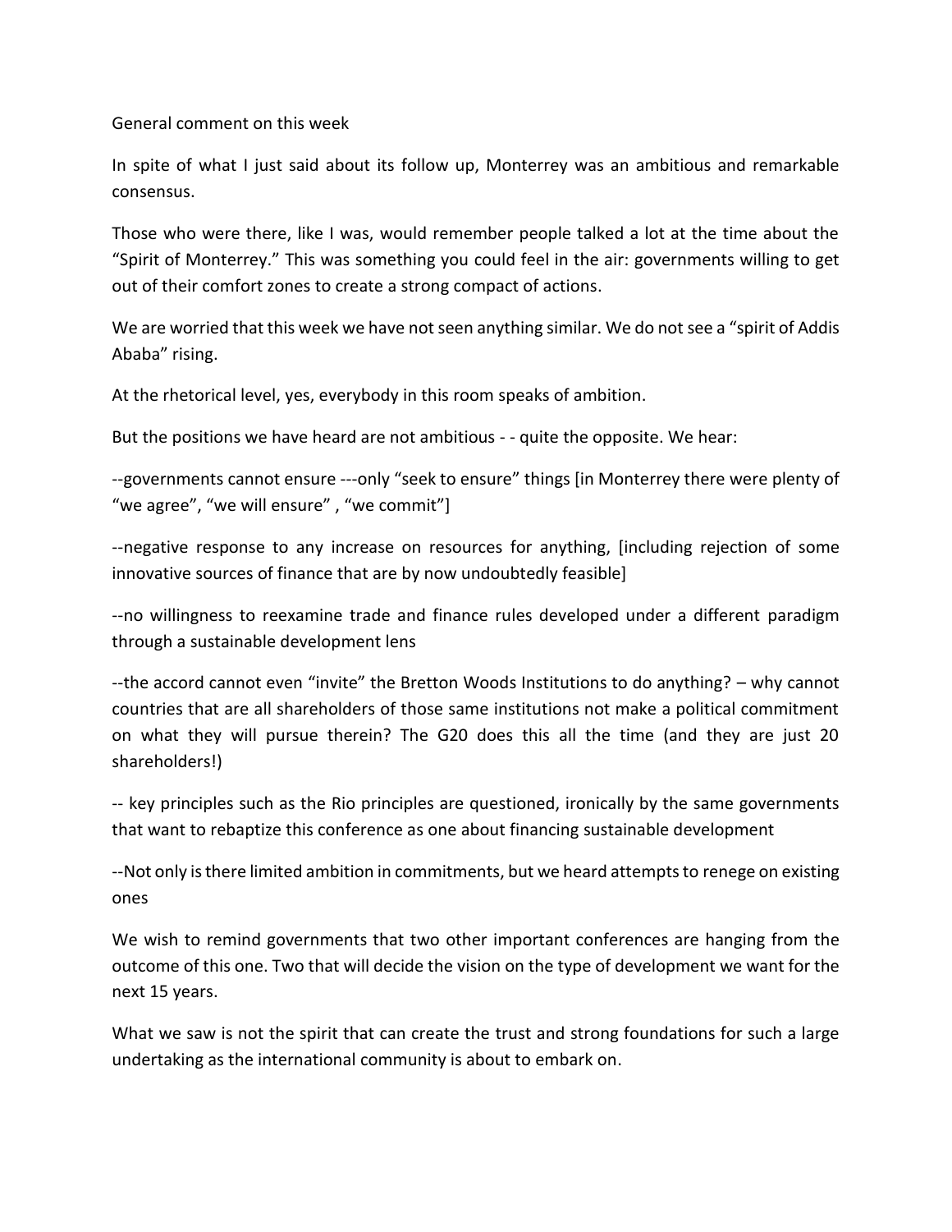General comment on this week

In spite of what I just said about its follow up, Monterrey was an ambitious and remarkable consensus.

Those who were there, like I was, would remember people talked a lot at the time about the "Spirit of Monterrey." This was something you could feel in the air: governments willing to get out of their comfort zones to create a strong compact of actions.

We are worried that this week we have not seen anything similar. We do not see a "spirit of Addis Ababa" rising.

At the rhetorical level, yes, everybody in this room speaks of ambition.

But the positions we have heard are not ambitious - - quite the opposite. We hear:

--governments cannot ensure ---only "seek to ensure" things [in Monterrey there were plenty of "we agree", "we will ensure" , "we commit"]

--negative response to any increase on resources for anything, [including rejection of some innovative sources of finance that are by now undoubtedly feasible]

--no willingness to reexamine trade and finance rules developed under a different paradigm through a sustainable development lens

--the accord cannot even "invite" the Bretton Woods Institutions to do anything? – why cannot countries that are all shareholders of those same institutions not make a political commitment on what they will pursue therein? The G20 does this all the time (and they are just 20 shareholders!)

-- key principles such as the Rio principles are questioned, ironically by the same governments that want to rebaptize this conference as one about financing sustainable development

--Not only is there limited ambition in commitments, but we heard attempts to renege on existing ones

We wish to remind governments that two other important conferences are hanging from the outcome of this one. Two that will decide the vision on the type of development we want for the next 15 years.

What we saw is not the spirit that can create the trust and strong foundations for such a large undertaking as the international community is about to embark on.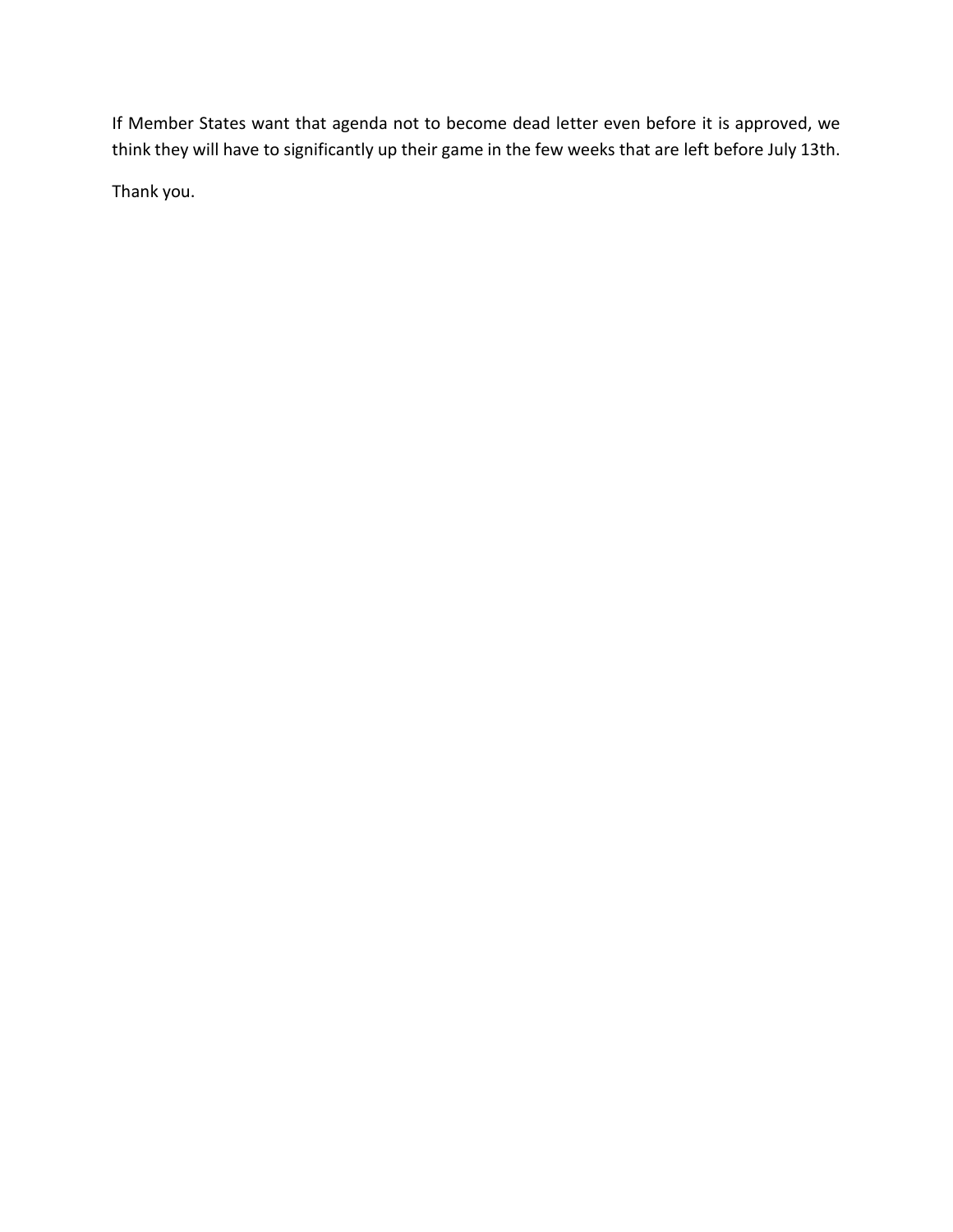If Member States want that agenda not to become dead letter even before it is approved, we think they will have to significantly up their game in the few weeks that are left before July 13th.

Thank you.